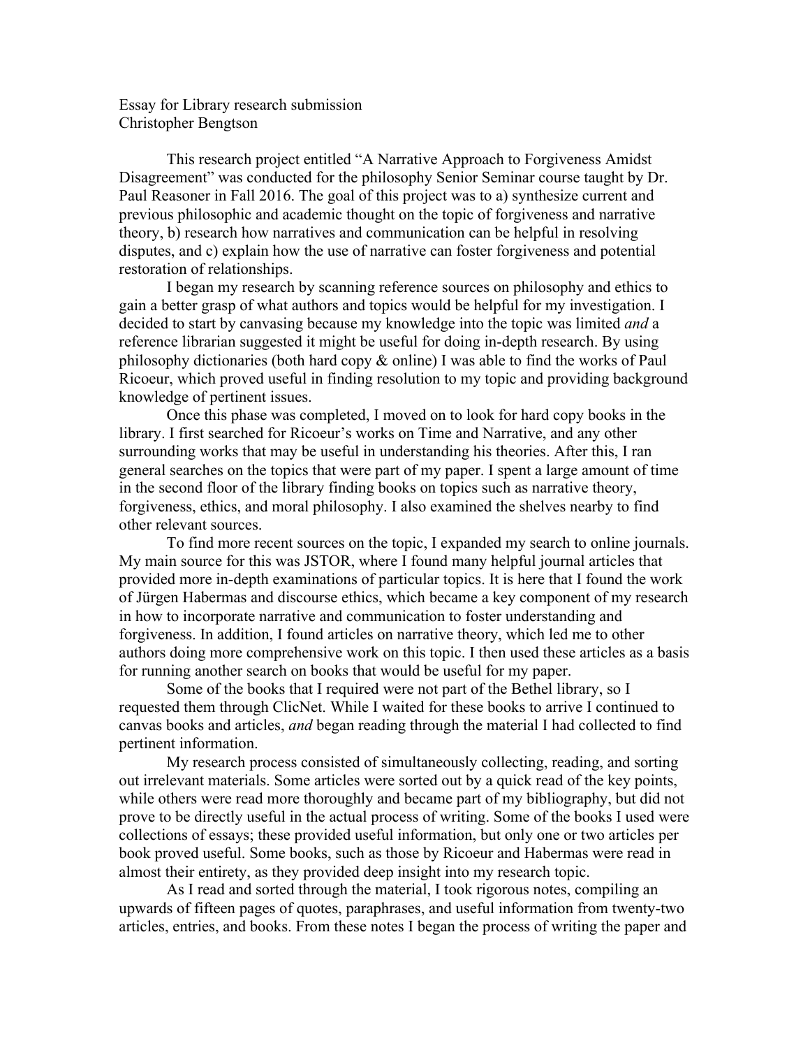Essay for Library research submission
Christopher Bengtson

This research project entitled "A Narrative Approach to Forgiveness Amidst Disagreement" was conducted for the philosophy Senior Seminar course taught by Dr. Paul Reasoner in Fall 2016. The goal of this project was to a) synthesize current and previous philosophic and academic thought on the topic of forgiveness and narrative theory, b) research how narratives and communication can be helpful in resolving disputes, and c) explain how the use of narrative can foster forgiveness and potential restoration of relationships.

I began my research by scanning reference sources on philosophy and ethics to gain a better grasp of what authors and topics would be helpful for my investigation. I decided to start by canvasing because my knowledge into the topic was limited *and* a reference librarian suggested it might be useful for doing in-depth research. By using philosophy dictionaries (both hard copy & online) I was able to find the works of Paul Ricoeur, which proved useful in finding resolution to my topic and providing background knowledge of pertinent issues.

Once this phase was completed, I moved on to look for hard copy books in the library. I first searched for Ricoeur's works on Time and Narrative, and any other surrounding works that may be useful in understanding his theories. After this, I ran general searches on the topics that were part of my paper. I spent a large amount of time in the second floor of the library finding books on topics such as narrative theory, forgiveness, ethics, and moral philosophy. I also examined the shelves nearby to find other relevant sources.

To find more recent sources on the topic, I expanded my search to online journals. My main source for this was JSTOR, where I found many helpful journal articles that provided more in-depth examinations of particular topics. It is here that I found the work of Jürgen Habermas and discourse ethics, which became a key component of my research in how to incorporate narrative and communication to foster understanding and forgiveness. In addition, I found articles on narrative theory, which led me to other authors doing more comprehensive work on this topic. I then used these articles as a basis for running another search on books that would be useful for my paper.

Some of the books that I required were not part of the Bethel library, so I requested them through ClicNet. While I waited for these books to arrive I continued to canvas books and articles, *and* began reading through the material I had collected to find pertinent information.

My research process consisted of simultaneously collecting, reading, and sorting out irrelevant materials. Some articles were sorted out by a quick read of the key points, while others were read more thoroughly and became part of my bibliography, but did not prove to be directly useful in the actual process of writing. Some of the books I used were collections of essays; these provided useful information, but only one or two articles per book proved useful. Some books, such as those by Ricoeur and Habermas were read in almost their entirety, as they provided deep insight into my research topic.

As I read and sorted through the material, I took rigorous notes, compiling an upwards of fifteen pages of quotes, paraphrases, and useful information from twenty-two articles, entries, and books. From these notes I began the process of writing the paper and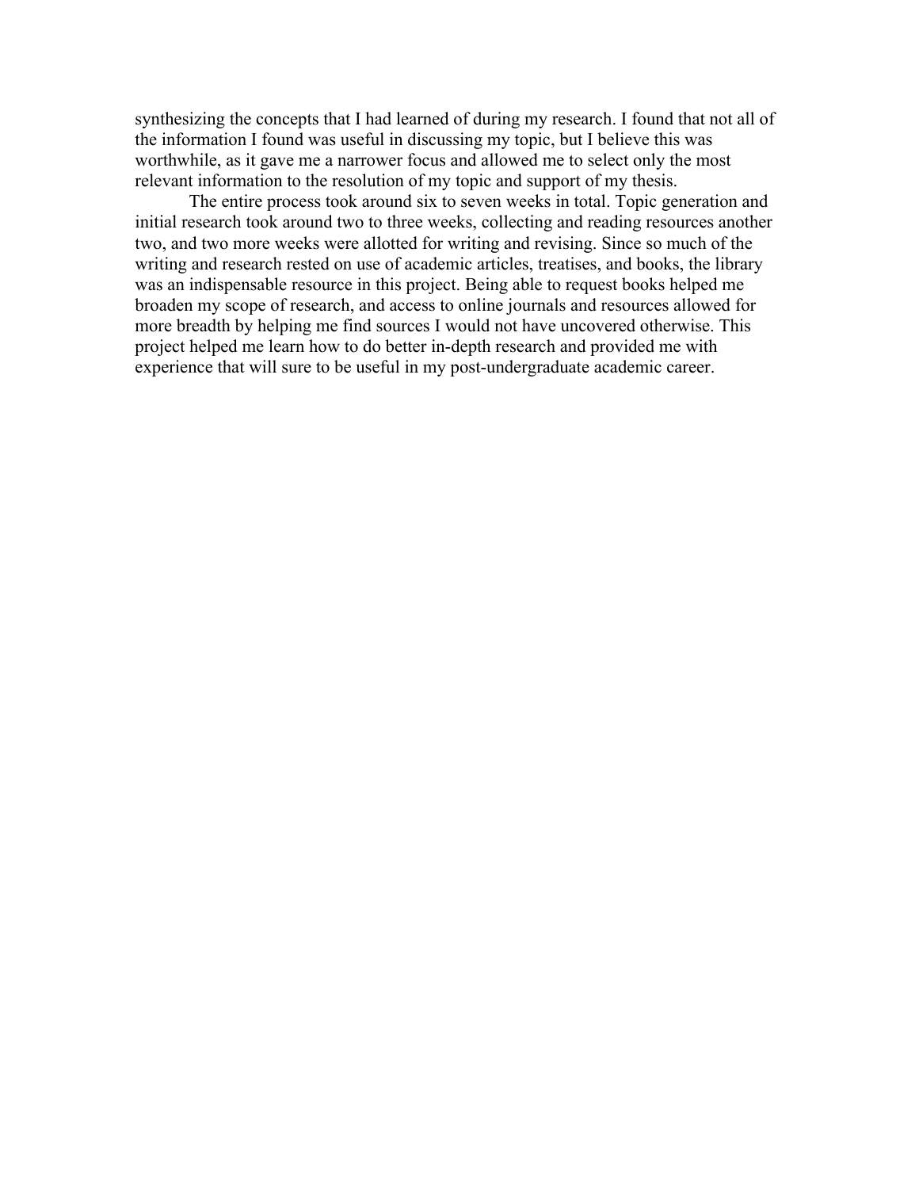synthesizing the concepts that I had learned of during my research. I found that not all of the information I found was useful in discussing my topic, but I believe this was worthwhile, as it gave me a narrower focus and allowed me to select only the most relevant information to the resolution of my topic and support of my thesis.

The entire process took around six to seven weeks in total. Topic generation and initial research took around two to three weeks, collecting and reading resources another two, and two more weeks were allotted for writing and revising. Since so much of the writing and research rested on use of academic articles, treatises, and books, the library was an indispensable resource in this project. Being able to request books helped me broaden my scope of research, and access to online journals and resources allowed for more breadth by helping me find sources I would not have uncovered otherwise. This project helped me learn how to do better in-depth research and provided me with experience that will sure to be useful in my post-undergraduate academic career.